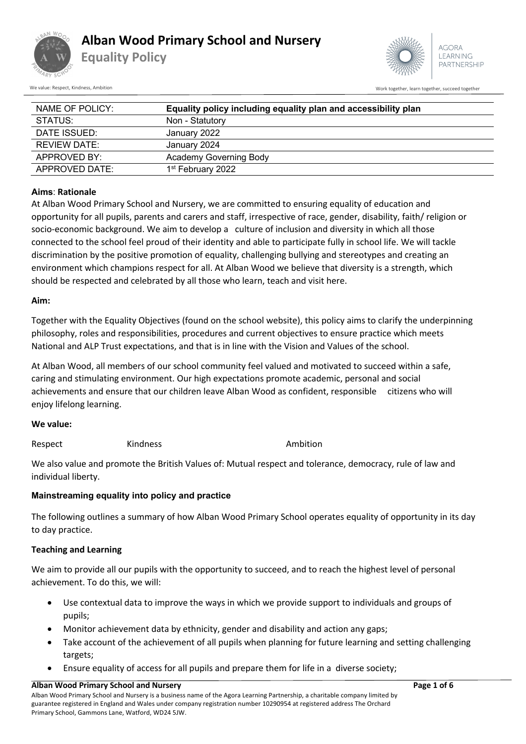# Alban Wood Primary School and Nursery

## Equality Policy

| NAME OF POLICY: | **Equality policy including equality plan and accessibility plan** |
|---|---|
| STATUS: | Non - Statutory |
| DATE ISSUED: | January 2022 |
| REVIEW DATE: | January 2024 |
| APPROVED BY: | Academy Governing Body |
| APPROVED DATE: | 1st February 2022 |

**Aims**: **Rationale**

At Alban Wood Primary School and Nursery, we are committed to ensuring equality of education and opportunity for all pupils, parents and carers and staff, irrespective of race, gender, disability, faith/ religion or socio-economic background. We aim to develop a culture of inclusion and diversity in which all those connected to the school feel proud of their identity and able to participate fully in school life. We will tackle discrimination by the positive promotion of equality, challenging bullying and stereotypes and creating an environment which champions respect for all. At Alban Wood we believe that diversity is a strength, which should be respected and celebrated by all those who learn, teach and visit here.

**Aim:**

Together with the Equality Objectives (found on the school website), this policy aims to clarify the underpinning philosophy, roles and responsibilities, procedures and current objectives to ensure practice which meets National and ALP Trust expectations, and that is in line with the Vision and Values of the school.

At Alban Wood, all members of our school community feel valued and motivated to succeed within a safe, caring and stimulating environment. Our high expectations promote academic, personal and social achievements and ensure that our children leave Alban Wood as confident, responsible citizens who will enjoy lifelong learning.

**We value:**

Respect Kindness Ambition

We also value and promote the British Values of: Mutual respect and tolerance, democracy, rule of law and individual liberty.

### Mainstreaming equality into policy and practice

The following outlines a summary of how Alban Wood Primary School operates equality of opportunity in its day to day practice.

**Teaching and Learning**

We aim to provide all our pupils with the opportunity to succeed, and to reach the highest level of personal achievement. To do this, we will:

- Use contextual data to improve the ways in which we provide support to individuals and groups of pupils;
- Monitor achievement data by ethnicity, gender and disability and action any gaps;
- Take account of the achievement of all pupils when planning for future learning and setting challenging targets;
- Ensure equality of access for all pupils and prepare them for life in a diverse society;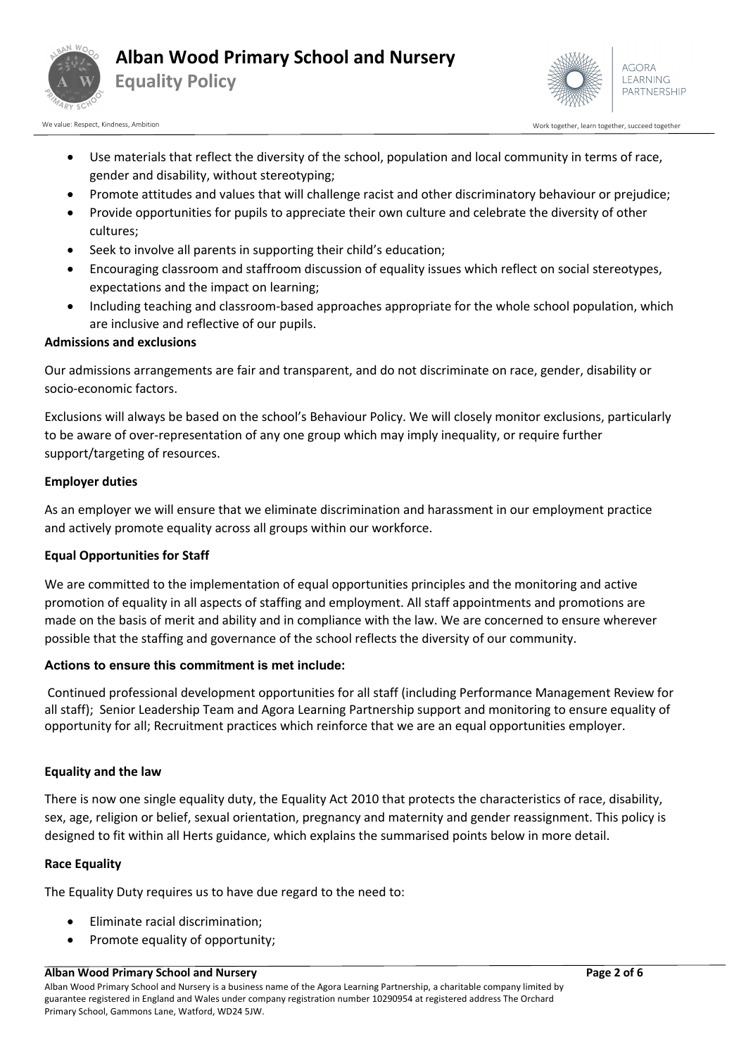- Use materials that reflect the diversity of the school, population and local community in terms of race, gender and disability, without stereotyping;
- Promote attitudes and values that will challenge racist and other discriminatory behaviour or prejudice;
- Provide opportunities for pupils to appreciate their own culture and celebrate the diversity of other cultures;
- Seek to involve all parents in supporting their child's education;
- Encouraging classroom and staffroom discussion of equality issues which reflect on social stereotypes, expectations and the impact on learning;
- Including teaching and classroom-based approaches appropriate for the whole school population, which are inclusive and reflective of our pupils.

**Admissions and exclusions**

Our admissions arrangements are fair and transparent, and do not discriminate on race, gender, disability or socio-economic factors.

Exclusions will always be based on the school's Behaviour Policy. We will closely monitor exclusions, particularly to be aware of over-representation of any one group which may imply inequality, or require further support/targeting of resources.

**Employer duties**

As an employer we will ensure that we eliminate discrimination and harassment in our employment practice and actively promote equality across all groups within our workforce.

**Equal Opportunities for Staff**

We are committed to the implementation of equal opportunities principles and the monitoring and active promotion of equality in all aspects of staffing and employment. All staff appointments and promotions are made on the basis of merit and ability and in compliance with the law. We are concerned to ensure wherever possible that the staffing and governance of the school reflects the diversity of our community.

**Actions to ensure this commitment is met include:**

Continued professional development opportunities for all staff (including Performance Management Review for all staff); Senior Leadership Team and Agora Learning Partnership support and monitoring to ensure equality of opportunity for all; Recruitment practices which reinforce that we are an equal opportunities employer.

**Equality and the law**

There is now one single equality duty, the Equality Act 2010 that protects the characteristics of race, disability, sex, age, religion or belief, sexual orientation, pregnancy and maternity and gender reassignment. This policy is designed to fit within all Herts guidance, which explains the summarised points below in more detail.

**Race Equality**

The Equality Duty requires us to have due regard to the need to:

- Eliminate racial discrimination;
- Promote equality of opportunity;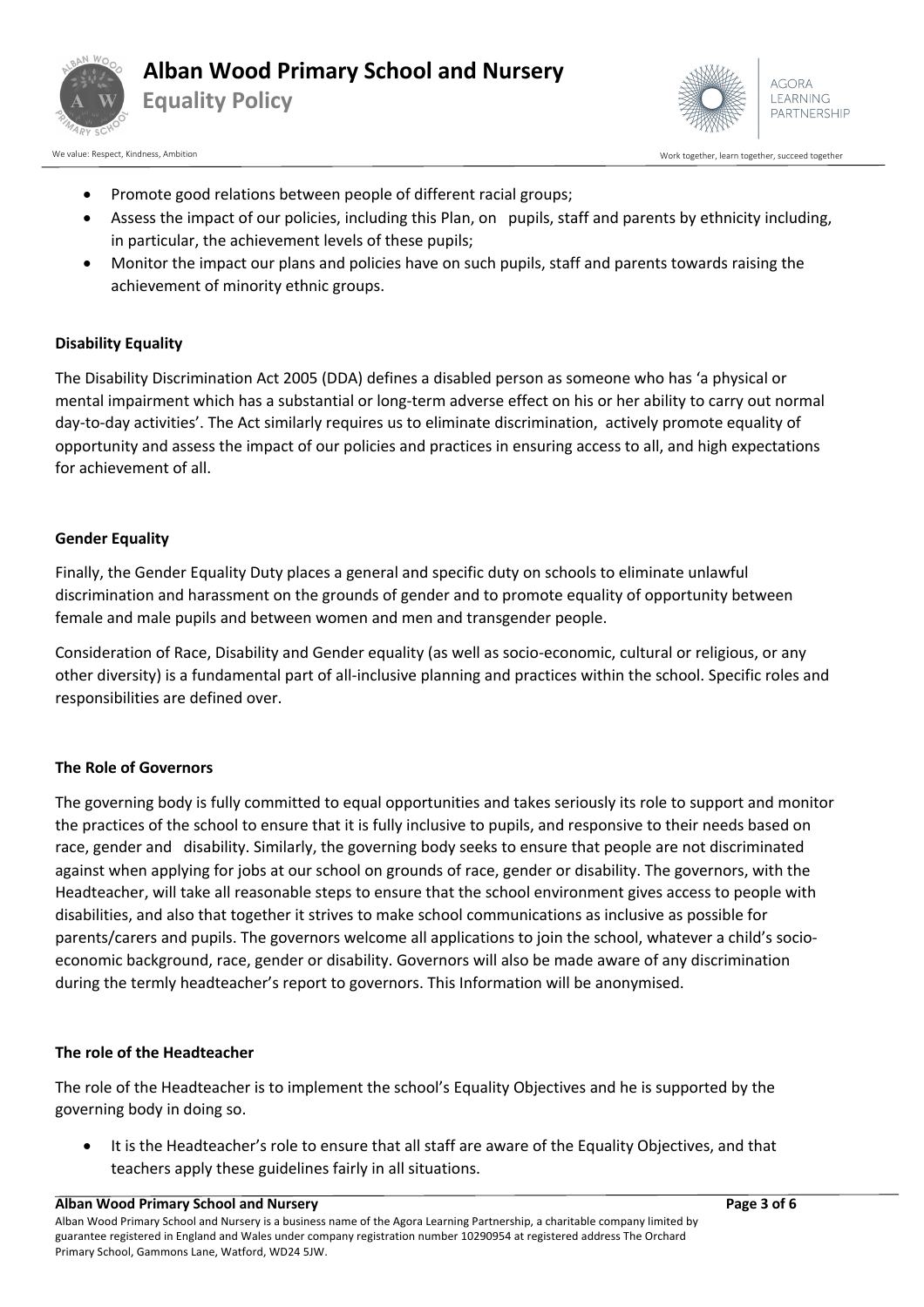- Promote good relations between people of different racial groups;
- Assess the impact of our policies, including this Plan, on pupils, staff and parents by ethnicity including, in particular, the achievement levels of these pupils;
- Monitor the impact our plans and policies have on such pupils, staff and parents towards raising the achievement of minority ethnic groups.

**Disability Equality**

The Disability Discrimination Act 2005 (DDA) defines a disabled person as someone who has 'a physical or mental impairment which has a substantial or long-term adverse effect on his or her ability to carry out normal day-to-day activities'. The Act similarly requires us to eliminate discrimination, actively promote equality of opportunity and assess the impact of our policies and practices in ensuring access to all, and high expectations for achievement of all.

**Gender Equality**

Finally, the Gender Equality Duty places a general and specific duty on schools to eliminate unlawful discrimination and harassment on the grounds of gender and to promote equality of opportunity between female and male pupils and between women and men and transgender people.

Consideration of Race, Disability and Gender equality (as well as socio-economic, cultural or religious, or any other diversity) is a fundamental part of all-inclusive planning and practices within the school. Specific roles and responsibilities are defined over.

**The Role of Governors**

The governing body is fully committed to equal opportunities and takes seriously its role to support and monitor the practices of the school to ensure that it is fully inclusive to pupils, and responsive to their needs based on race, gender and disability. Similarly, the governing body seeks to ensure that people are not discriminated against when applying for jobs at our school on grounds of race, gender or disability. The governors, with the Headteacher, will take all reasonable steps to ensure that the school environment gives access to people with disabilities, and also that together it strives to make school communications as inclusive as possible for parents/carers and pupils. The governors welcome all applications to join the school, whatever a child's socio-economic background, race, gender or disability. Governors will also be made aware of any discrimination during the termly headteacher's report to governors. This Information will be anonymised.

**The role of the Headteacher**

The role of the Headteacher is to implement the school's Equality Objectives and he is supported by the governing body in doing so.

- It is the Headteacher's role to ensure that all staff are aware of the Equality Objectives, and that teachers apply these guidelines fairly in all situations.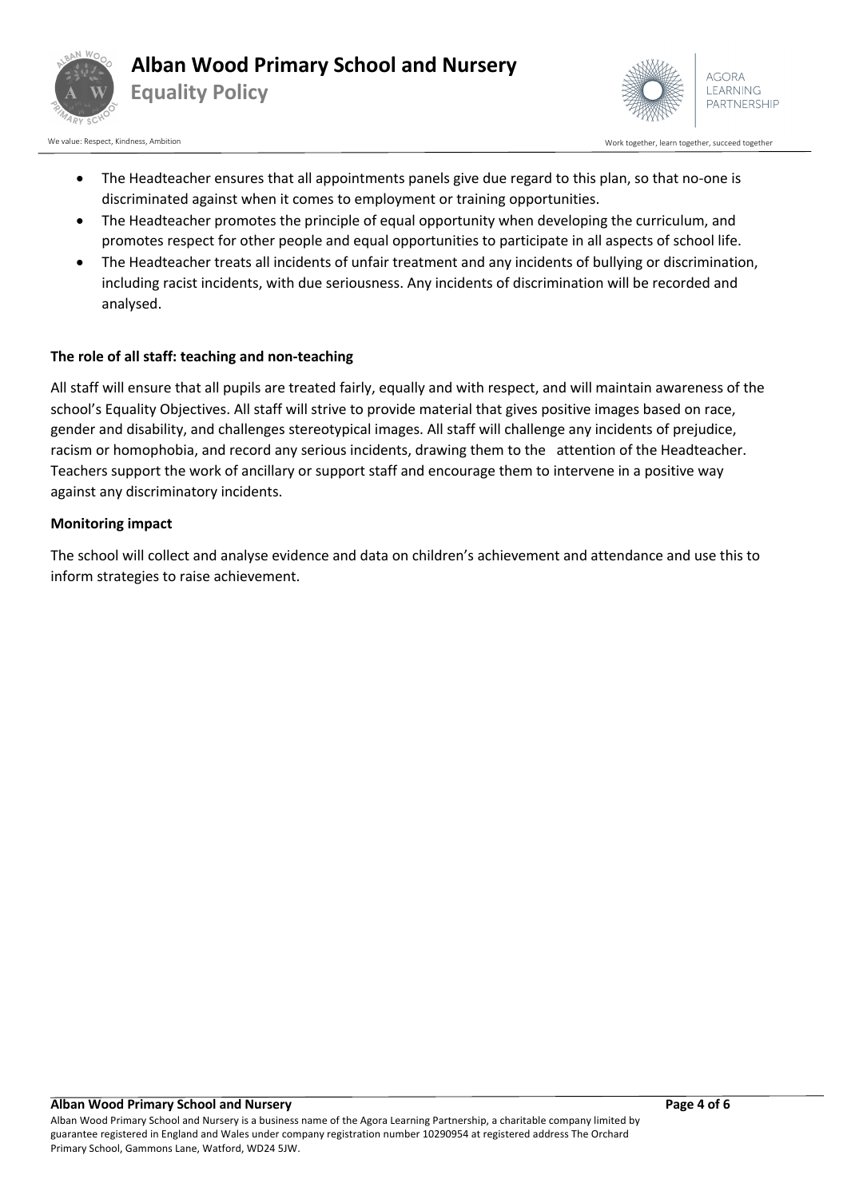- The Headteacher ensures that all appointments panels give due regard to this plan, so that no-one is discriminated against when it comes to employment or training opportunities.
- The Headteacher promotes the principle of equal opportunity when developing the curriculum, and promotes respect for other people and equal opportunities to participate in all aspects of school life.
- The Headteacher treats all incidents of unfair treatment and any incidents of bullying or discrimination, including racist incidents, with due seriousness. Any incidents of discrimination will be recorded and analysed.

**The role of all staff: teaching and non-teaching**

All staff will ensure that all pupils are treated fairly, equally and with respect, and will maintain awareness of the school's Equality Objectives. All staff will strive to provide material that gives positive images based on race, gender and disability, and challenges stereotypical images. All staff will challenge any incidents of prejudice, racism or homophobia, and record any serious incidents, drawing them to the attention of the Headteacher. Teachers support the work of ancillary or support staff and encourage them to intervene in a positive way against any discriminatory incidents.

**Monitoring impact**

The school will collect and analyse evidence and data on children's achievement and attendance and use this to inform strategies to raise achievement.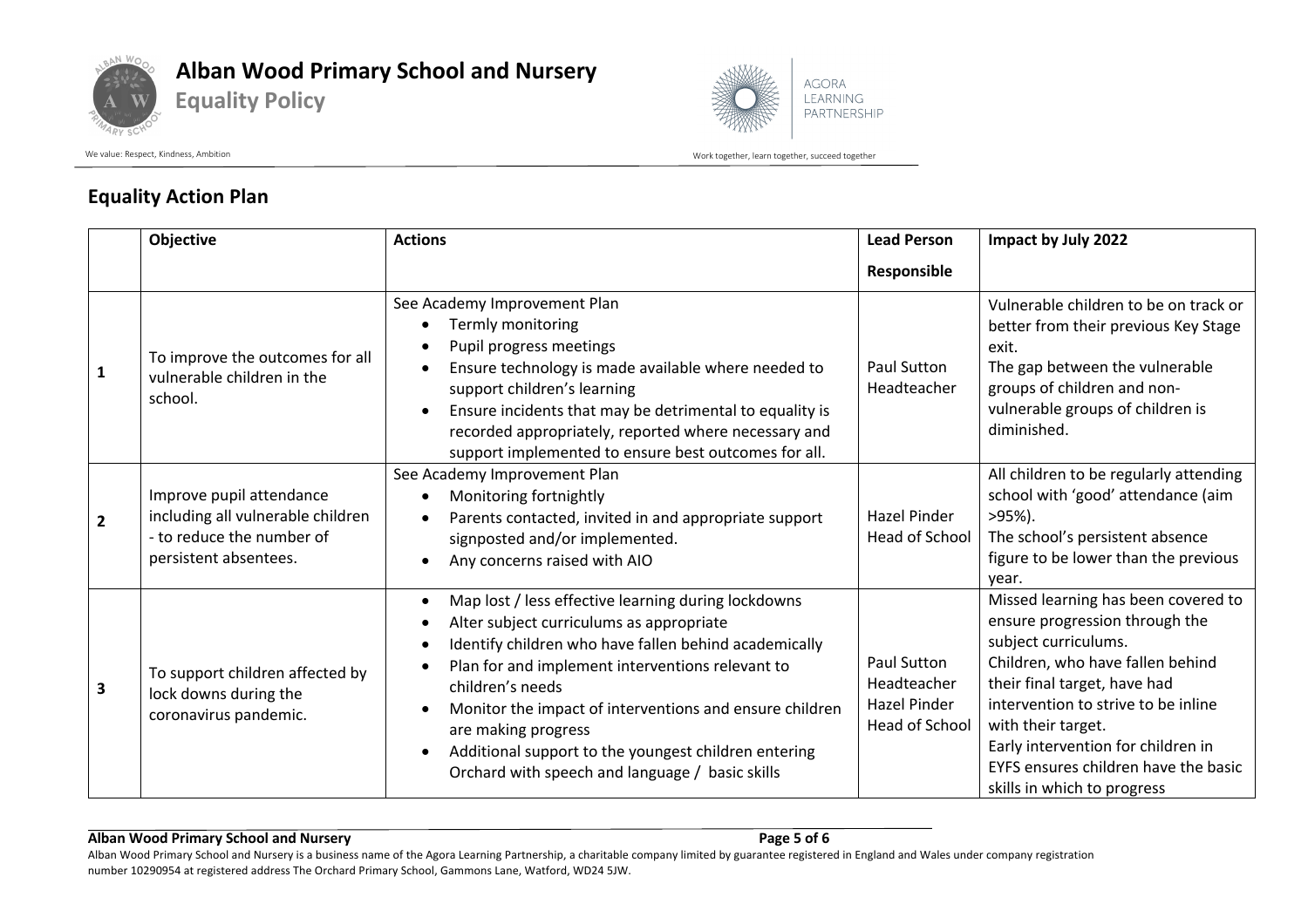## Equality Action Plan

| | Objective | Actions | Lead Person Responsible | Impact by July 2022 |
|---|---|---|---|---|
| 1 | To improve the outcomes for all vulnerable children in the school. | See Academy Improvement Plan<br>• Termly monitoring<br>• Pupil progress meetings<br>• Ensure technology is made available where needed to support children's learning<br>• Ensure incidents that may be detrimental to equality is recorded appropriately, reported where necessary and support implemented to ensure best outcomes for all. | Paul Sutton Headteacher | Vulnerable children to be on track or better from their previous Key Stage exit.<br>The gap between the vulnerable groups of children and non-vulnerable groups of children is diminished. |
| 2 | Improve pupil attendance including all vulnerable children - to reduce the number of persistent absentees. | See Academy Improvement Plan<br>• Monitoring fortnightly<br>• Parents contacted, invited in and appropriate support signposted and/or implemented.<br>• Any concerns raised with AIO | Hazel Pinder Head of School | All children to be regularly attending school with 'good' attendance (aim >95%).<br>The school's persistent absence figure to be lower than the previous year. |
| 3 | To support children affected by lock downs during the coronavirus pandemic. | • Map lost / less effective learning during lockdowns<br>• Alter subject curriculums as appropriate<br>• Identify children who have fallen behind academically<br>• Plan for and implement interventions relevant to children's needs<br>• Monitor the impact of interventions and ensure children are making progress<br>• Additional support to the youngest children entering Orchard with speech and language / basic skills | Paul Sutton Headteacher<br>Hazel Pinder Head of School | Missed learning has been covered to ensure progression through the subject curriculums.<br>Children, who have fallen behind their final target, have had intervention to strive to be inline with their target.<br>Early intervention for children in EYFS ensures children have the basic skills in which to progress |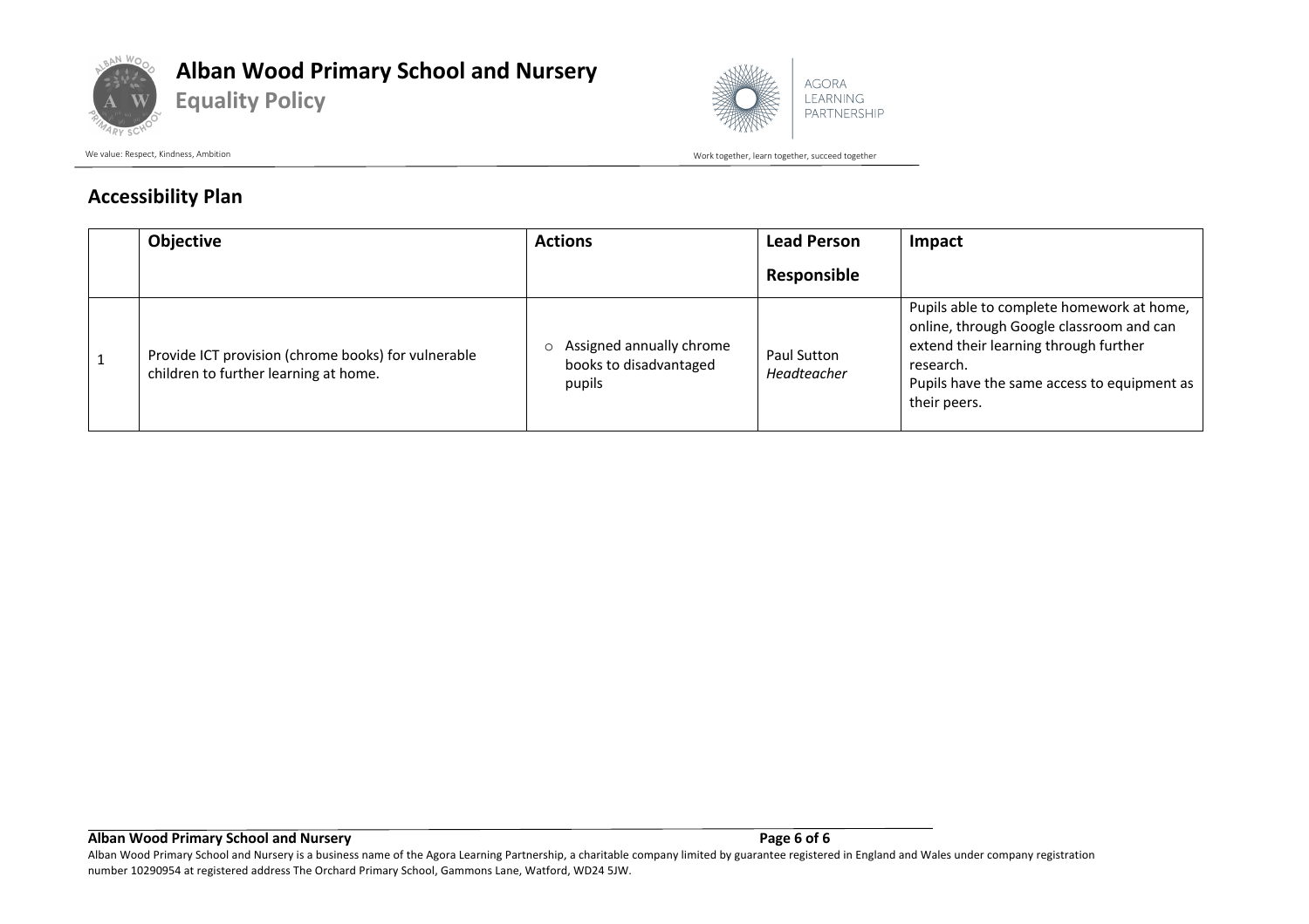## Accessibility Plan

| | Objective | Actions | Lead Person Responsible | Impact |
|---|---|---|---|---|
| 1 | Provide ICT provision (chrome books) for vulnerable children to further learning at home. | ○ Assigned annually chrome books to disadvantaged pupils | Paul Sutton *Headteacher* | Pupils able to complete homework at home, online, through Google classroom and can extend their learning through further research. Pupils have the same access to equipment as their peers. |